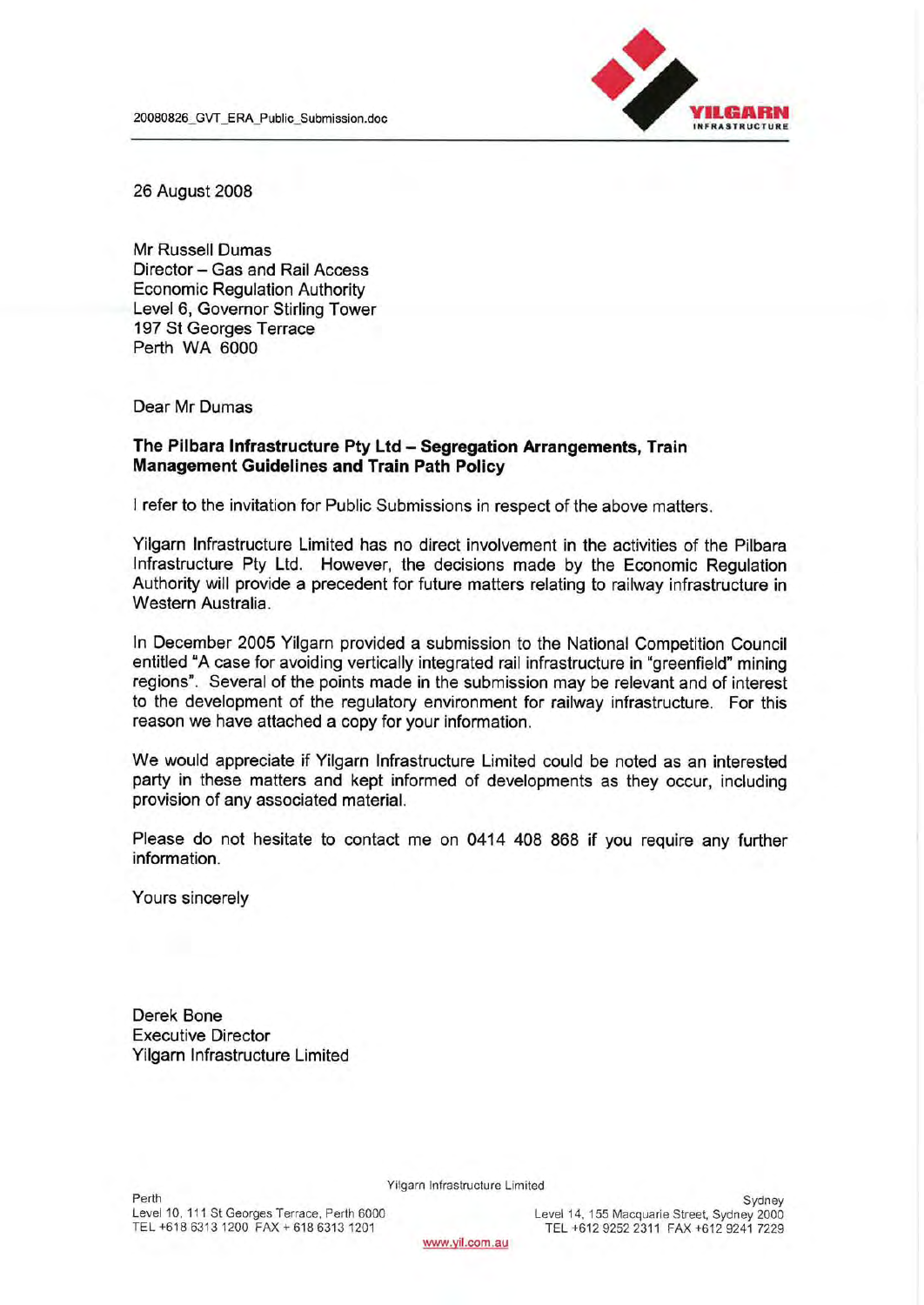20080826_GVT_ERA_Public_Submission.doc

26 August 2008

Mr Russell Dumas
Director – Gas and Rail Access
Economic Regulation Authority
Level 6, Governor Stirling Tower
197 St Georges Terrace
Perth WA 6000

Dear Mr Dumas

**The Pilbara Infrastructure Pty Ltd – Segregation Arrangements, Train Management Guidelines and Train Path Policy**

I refer to the invitation for Public Submissions in respect of the above matters.

Yilgarn Infrastructure Limited has no direct involvement in the activities of the Pilbara Infrastructure Pty Ltd. However, the decisions made by the Economic Regulation Authority will provide a precedent for future matters relating to railway infrastructure in Western Australia.

In December 2005 Yilgarn provided a submission to the National Competition Council entitled "A case for avoiding vertically integrated rail infrastructure in "greenfield" mining regions". Several of the points made in the submission may be relevant and of interest to the development of the regulatory environment for railway infrastructure. For this reason we have attached a copy for your information.

We would appreciate if Yilgarn Infrastructure Limited could be noted as an interested party in these matters and kept informed of developments as they occur, including provision of any associated material.

Please do not hesitate to contact me on 0414 408 868 if you require any further information.

Yours sincerely

Derek Bone
Executive Director
Yilgarn Infrastructure Limited

Yilgarn Infrastructure Limited

Perth
Level 10, 111 St Georges Terrace, Perth 6000
TEL +618 6313 1200 FAX + 618 6313 1201

Sydney
Level 14, 155 Macquarie Street, Sydney 2000
TEL +612 9252 2311 FAX +612 9241 7229

www.yil.com.au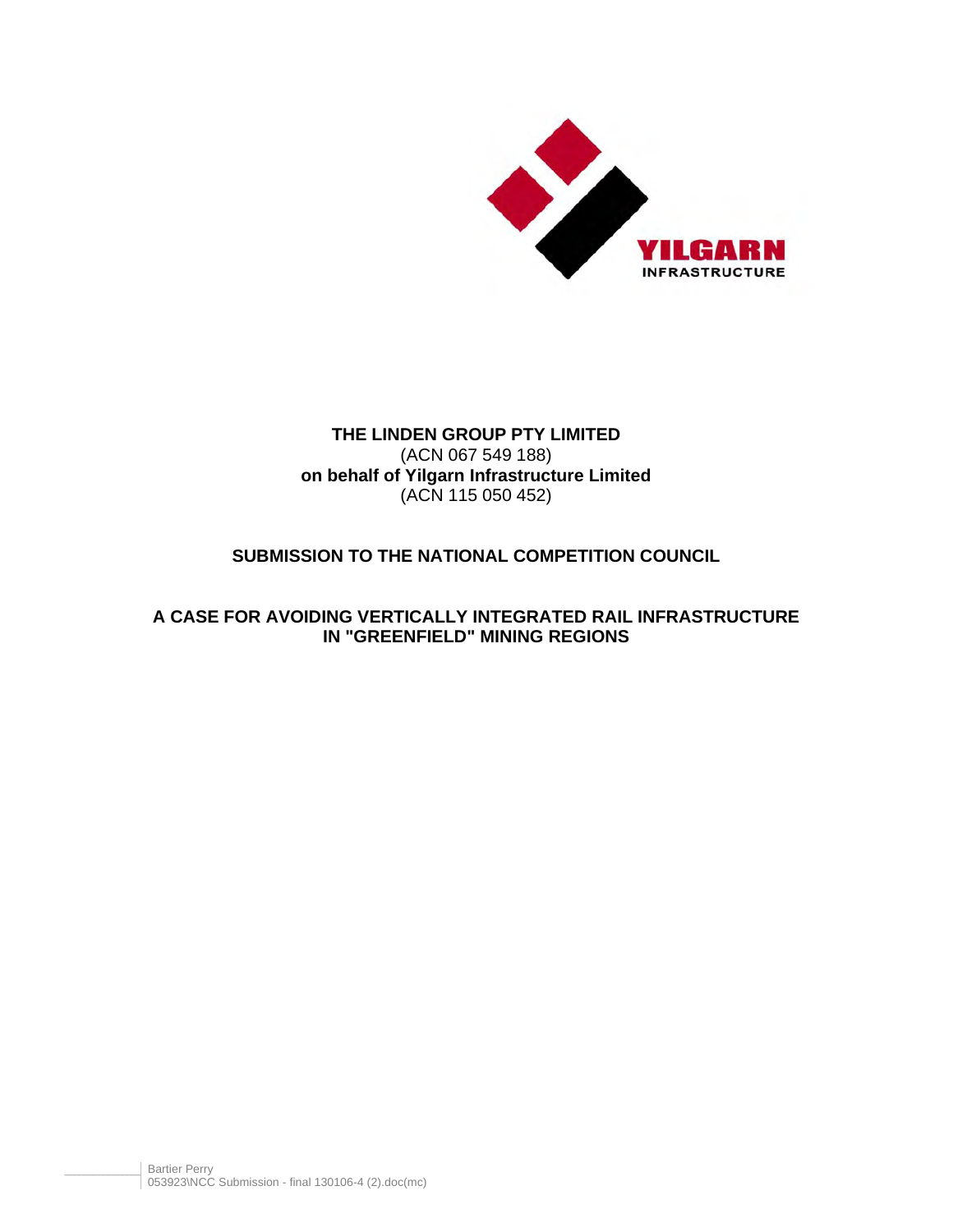**THE LINDEN GROUP PTY LIMITED**
(ACN 067 549 188)
**on behalf of Yilgarn Infrastructure Limited**
(ACN 115 050 452)

**SUBMISSION TO THE NATIONAL COMPETITION COUNCIL**

**A CASE FOR AVOIDING VERTICALLY INTEGRATED RAIL INFRASTRUCTURE IN "GREENFIELD" MINING REGIONS**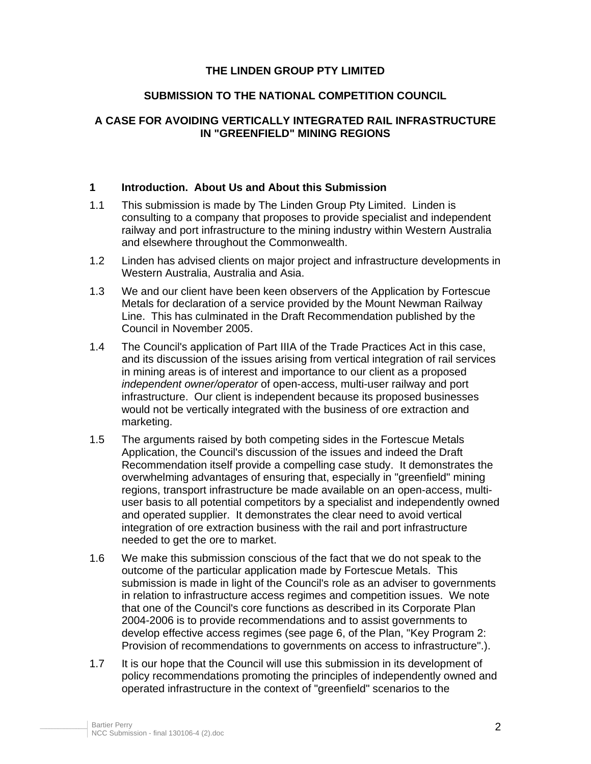**THE LINDEN GROUP PTY LIMITED**

**SUBMISSION TO THE NATIONAL COMPETITION COUNCIL**

**A CASE FOR AVOIDING VERTICALLY INTEGRATED RAIL INFRASTRUCTURE IN "GREENFIELD" MINING REGIONS**

## 1 Introduction. About Us and About this Submission

1.1 This submission is made by The Linden Group Pty Limited. Linden is consulting to a company that proposes to provide specialist and independent railway and port infrastructure to the mining industry within Western Australia and elsewhere throughout the Commonwealth.

1.2 Linden has advised clients on major project and infrastructure developments in Western Australia, Australia and Asia.

1.3 We and our client have been keen observers of the Application by Fortescue Metals for declaration of a service provided by the Mount Newman Railway Line. This has culminated in the Draft Recommendation published by the Council in November 2005.

1.4 The Council's application of Part IIIA of the Trade Practices Act in this case, and its discussion of the issues arising from vertical integration of rail services in mining areas is of interest and importance to our client as a proposed *independent owner/operator* of open-access, multi-user railway and port infrastructure. Our client is independent because its proposed businesses would not be vertically integrated with the business of ore extraction and marketing.

1.5 The arguments raised by both competing sides in the Fortescue Metals Application, the Council's discussion of the issues and indeed the Draft Recommendation itself provide a compelling case study. It demonstrates the overwhelming advantages of ensuring that, especially in "greenfield" mining regions, transport infrastructure be made available on an open-access, multi-user basis to all potential competitors by a specialist and independently owned and operated supplier. It demonstrates the clear need to avoid vertical integration of ore extraction business with the rail and port infrastructure needed to get the ore to market.

1.6 We make this submission conscious of the fact that we do not speak to the outcome of the particular application made by Fortescue Metals. This submission is made in light of the Council's role as an adviser to governments in relation to infrastructure access regimes and competition issues. We note that one of the Council's core functions as described in its Corporate Plan 2004-2006 is to provide recommendations and to assist governments to develop effective access regimes (see page 6, of the Plan, "Key Program 2: Provision of recommendations to governments on access to infrastructure".).

1.7 It is our hope that the Council will use this submission in its development of policy recommendations promoting the principles of independently owned and operated infrastructure in the context of "greenfield" scenarios to the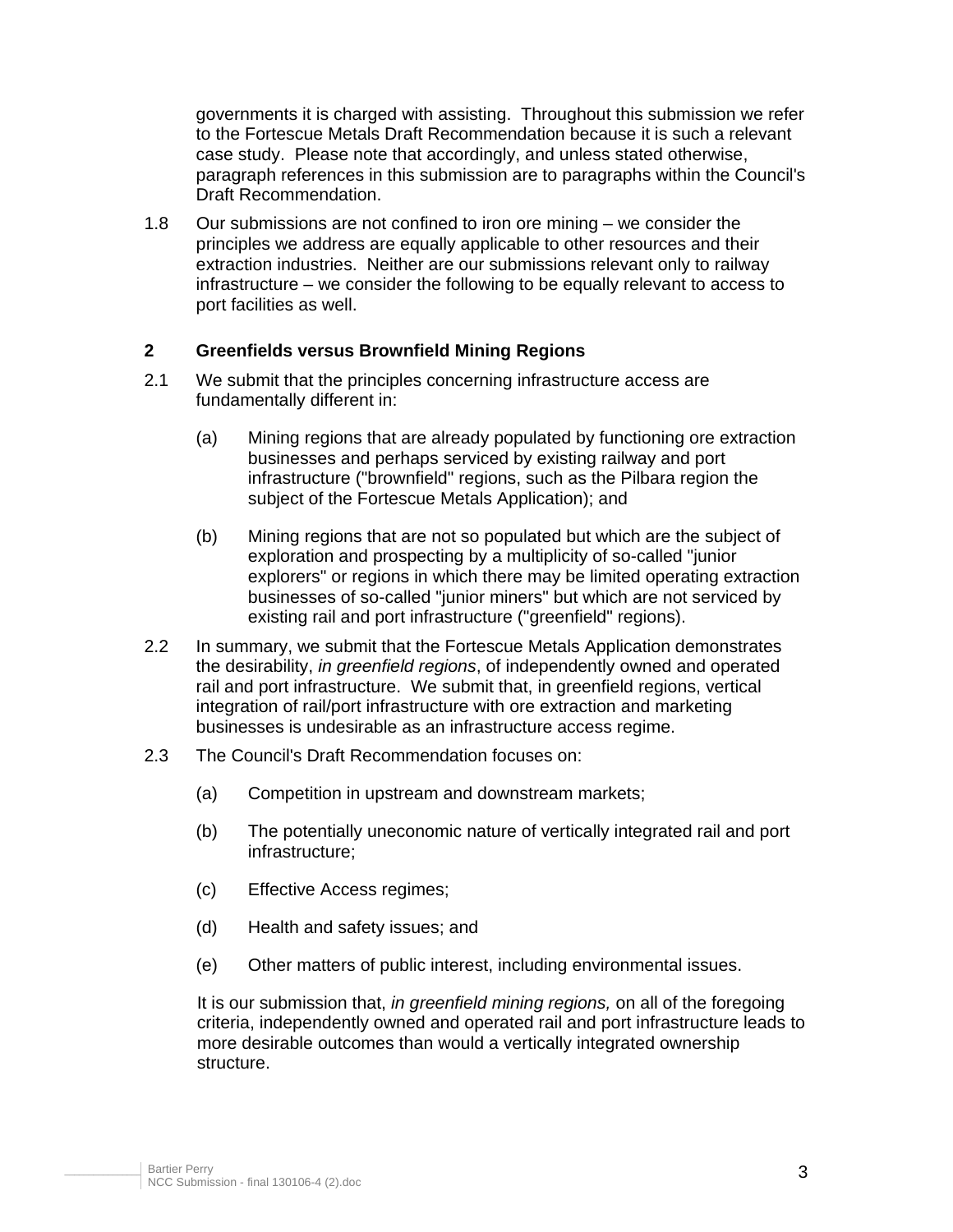governments it is charged with assisting. Throughout this submission we refer to the Fortescue Metals Draft Recommendation because it is such a relevant case study. Please note that accordingly, and unless stated otherwise, paragraph references in this submission are to paragraphs within the Council's Draft Recommendation.

1.8 Our submissions are not confined to iron ore mining – we consider the principles we address are equally applicable to other resources and their extraction industries. Neither are our submissions relevant only to railway infrastructure – we consider the following to be equally relevant to access to port facilities as well.

## 2 Greenfields versus Brownfield Mining Regions

2.1 We submit that the principles concerning infrastructure access are fundamentally different in:

(a) Mining regions that are already populated by functioning ore extraction businesses and perhaps serviced by existing railway and port infrastructure ("brownfield" regions, such as the Pilbara region the subject of the Fortescue Metals Application); and

(b) Mining regions that are not so populated but which are the subject of exploration and prospecting by a multiplicity of so-called "junior explorers" or regions in which there may be limited operating extraction businesses of so-called "junior miners" but which are not serviced by existing rail and port infrastructure ("greenfield" regions).

2.2 In summary, we submit that the Fortescue Metals Application demonstrates the desirability, *in greenfield regions*, of independently owned and operated rail and port infrastructure. We submit that, in greenfield regions, vertical integration of rail/port infrastructure with ore extraction and marketing businesses is undesirable as an infrastructure access regime.

2.3 The Council's Draft Recommendation focuses on:

(a) Competition in upstream and downstream markets;

(b) The potentially uneconomic nature of vertically integrated rail and port infrastructure;

(c) Effective Access regimes;

(d) Health and safety issues; and

(e) Other matters of public interest, including environmental issues.

It is our submission that, *in greenfield mining regions,* on all of the foregoing criteria, independently owned and operated rail and port infrastructure leads to more desirable outcomes than would a vertically integrated ownership structure.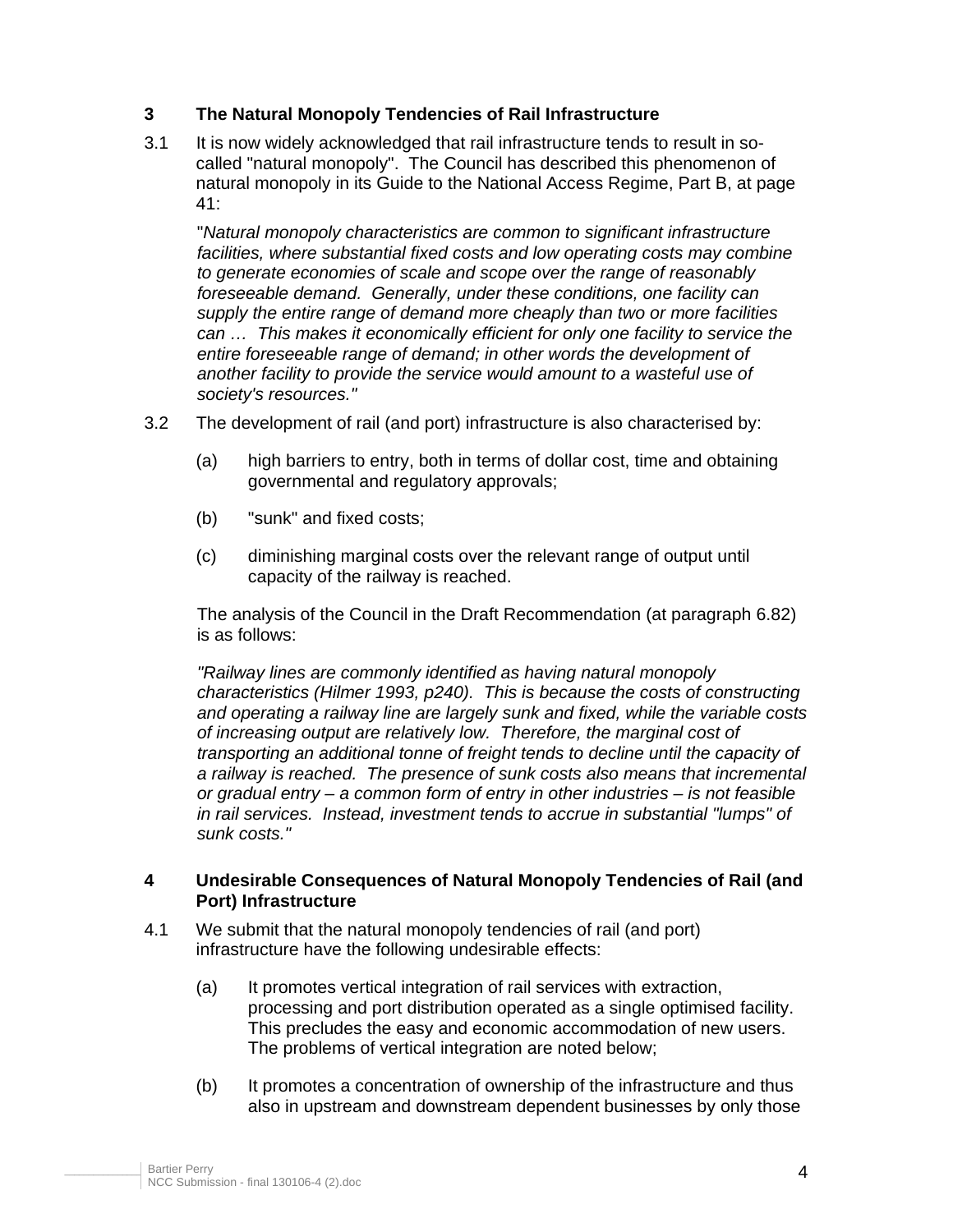## 3 The Natural Monopoly Tendencies of Rail Infrastructure

3.1 It is now widely acknowledged that rail infrastructure tends to result in so-called "natural monopoly". The Council has described this phenomenon of natural monopoly in its Guide to the National Access Regime, Part B, at page 41:

> "*Natural monopoly characteristics are common to significant infrastructure facilities, where substantial fixed costs and low operating costs may combine to generate economies of scale and scope over the range of reasonably foreseeable demand. Generally, under these conditions, one facility can supply the entire range of demand more cheaply than two or more facilities can … This makes it economically efficient for only one facility to service the entire foreseeable range of demand; in other words the development of another facility to provide the service would amount to a wasteful use of society's resources."*

3.2 The development of rail (and port) infrastructure is also characterised by:

(a) high barriers to entry, both in terms of dollar cost, time and obtaining governmental and regulatory approvals;

(b) "sunk" and fixed costs;

(c) diminishing marginal costs over the relevant range of output until capacity of the railway is reached.

The analysis of the Council in the Draft Recommendation (at paragraph 6.82) is as follows:

> *"Railway lines are commonly identified as having natural monopoly characteristics (Hilmer 1993, p240). This is because the costs of constructing and operating a railway line are largely sunk and fixed, while the variable costs of increasing output are relatively low. Therefore, the marginal cost of transporting an additional tonne of freight tends to decline until the capacity of a railway is reached. The presence of sunk costs also means that incremental or gradual entry – a common form of entry in other industries – is not feasible in rail services. Instead, investment tends to accrue in substantial "lumps" of sunk costs."*

## 4 Undesirable Consequences of Natural Monopoly Tendencies of Rail (and Port) Infrastructure

4.1 We submit that the natural monopoly tendencies of rail (and port) infrastructure have the following undesirable effects:

(a) It promotes vertical integration of rail services with extraction, processing and port distribution operated as a single optimised facility. This precludes the easy and economic accommodation of new users. The problems of vertical integration are noted below;

(b) It promotes a concentration of ownership of the infrastructure and thus also in upstream and downstream dependent businesses by only those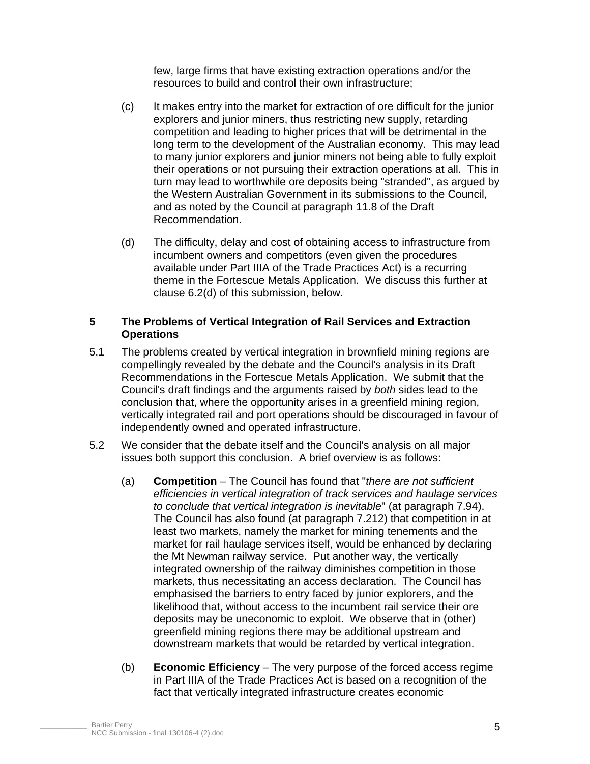few, large firms that have existing extraction operations and/or the resources to build and control their own infrastructure;

(c) It makes entry into the market for extraction of ore difficult for the junior explorers and junior miners, thus restricting new supply, retarding competition and leading to higher prices that will be detrimental in the long term to the development of the Australian economy. This may lead to many junior explorers and junior miners not being able to fully exploit their operations or not pursuing their extraction operations at all. This in turn may lead to worthwhile ore deposits being "stranded", as argued by the Western Australian Government in its submissions to the Council, and as noted by the Council at paragraph 11.8 of the Draft Recommendation.

(d) The difficulty, delay and cost of obtaining access to infrastructure from incumbent owners and competitors (even given the procedures available under Part IIIA of the Trade Practices Act) is a recurring theme in the Fortescue Metals Application. We discuss this further at clause 6.2(d) of this submission, below.

## 5 The Problems of Vertical Integration of Rail Services and Extraction Operations

5.1 The problems created by vertical integration in brownfield mining regions are compellingly revealed by the debate and the Council's analysis in its Draft Recommendations in the Fortescue Metals Application. We submit that the Council's draft findings and the arguments raised by *both* sides lead to the conclusion that, where the opportunity arises in a greenfield mining region, vertically integrated rail and port operations should be discouraged in favour of independently owned and operated infrastructure.

5.2 We consider that the debate itself and the Council's analysis on all major issues both support this conclusion. A brief overview is as follows:

(a) **Competition** – The Council has found that "*there are not sufficient efficiencies in vertical integration of track services and haulage services to conclude that vertical integration is inevitable*" (at paragraph 7.94). The Council has also found (at paragraph 7.212) that competition in at least two markets, namely the market for mining tenements and the market for rail haulage services itself, would be enhanced by declaring the Mt Newman railway service. Put another way, the vertically integrated ownership of the railway diminishes competition in those markets, thus necessitating an access declaration. The Council has emphasised the barriers to entry faced by junior explorers, and the likelihood that, without access to the incumbent rail service their ore deposits may be uneconomic to exploit. We observe that in (other) greenfield mining regions there may be additional upstream and downstream markets that would be retarded by vertical integration.

(b) **Economic Efficiency** – The very purpose of the forced access regime in Part IIIA of the Trade Practices Act is based on a recognition of the fact that vertically integrated infrastructure creates economic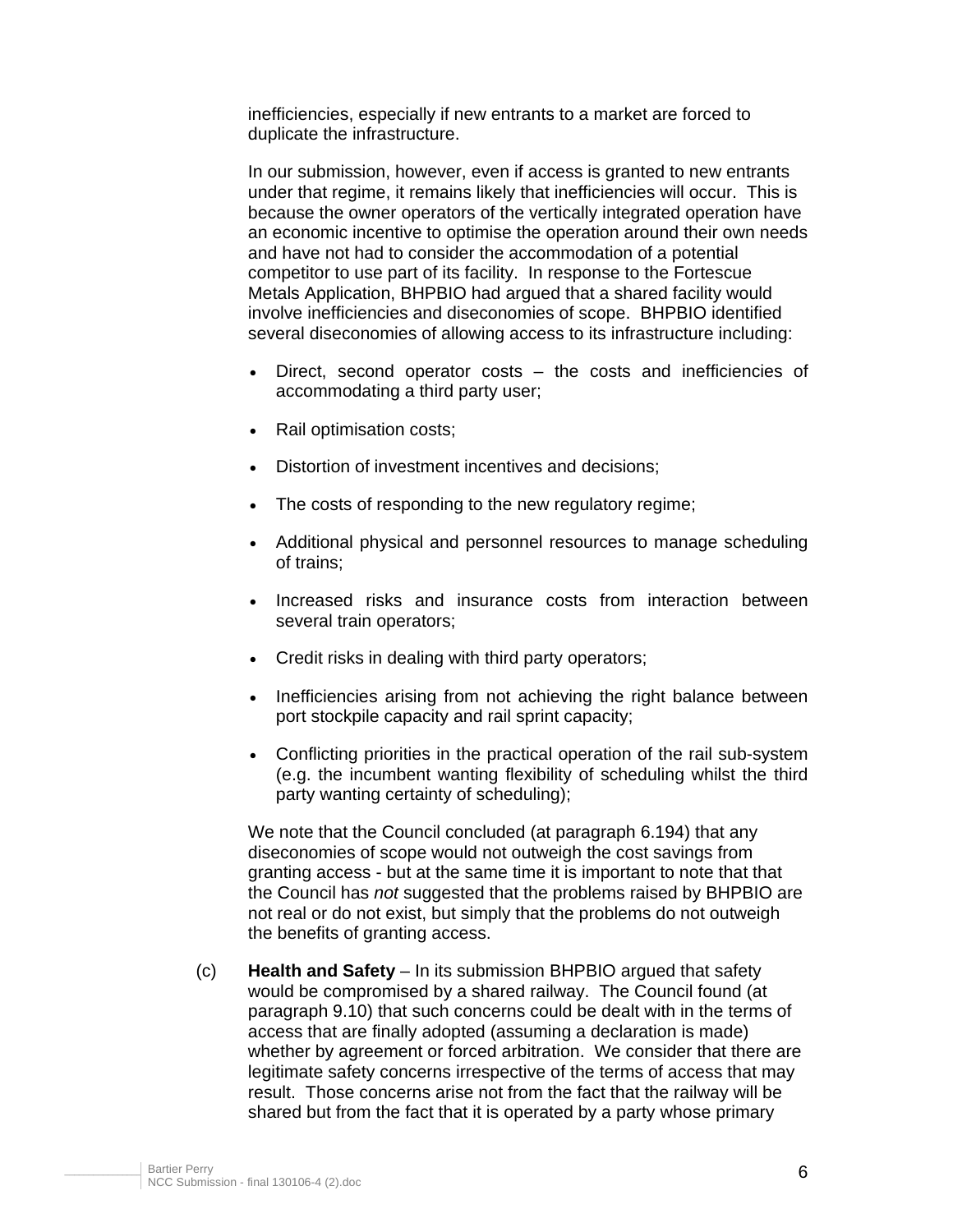inefficiencies, especially if new entrants to a market are forced to duplicate the infrastructure.

In our submission, however, even if access is granted to new entrants under that regime, it remains likely that inefficiencies will occur. This is because the owner operators of the vertically integrated operation have an economic incentive to optimise the operation around their own needs and have not had to consider the accommodation of a potential competitor to use part of its facility. In response to the Fortescue Metals Application, BHPBIO had argued that a shared facility would involve inefficiencies and diseconomies of scope. BHPBIO identified several diseconomies of allowing access to its infrastructure including:

- Direct, second operator costs – the costs and inefficiencies of accommodating a third party user;
- Rail optimisation costs;
- Distortion of investment incentives and decisions;
- The costs of responding to the new regulatory regime;
- Additional physical and personnel resources to manage scheduling of trains;
- Increased risks and insurance costs from interaction between several train operators;
- Credit risks in dealing with third party operators;
- Inefficiencies arising from not achieving the right balance between port stockpile capacity and rail sprint capacity;
- Conflicting priorities in the practical operation of the rail sub-system (e.g. the incumbent wanting flexibility of scheduling whilst the third party wanting certainty of scheduling);

We note that the Council concluded (at paragraph 6.194) that any diseconomies of scope would not outweigh the cost savings from granting access - but at the same time it is important to note that that the Council has *not* suggested that the problems raised by BHPBIO are not real or do not exist, but simply that the problems do not outweigh the benefits of granting access.

(c) **Health and Safety** – In its submission BHPBIO argued that safety would be compromised by a shared railway. The Council found (at paragraph 9.10) that such concerns could be dealt with in the terms of access that are finally adopted (assuming a declaration is made) whether by agreement or forced arbitration. We consider that there are legitimate safety concerns irrespective of the terms of access that may result. Those concerns arise not from the fact that the railway will be shared but from the fact that it is operated by a party whose primary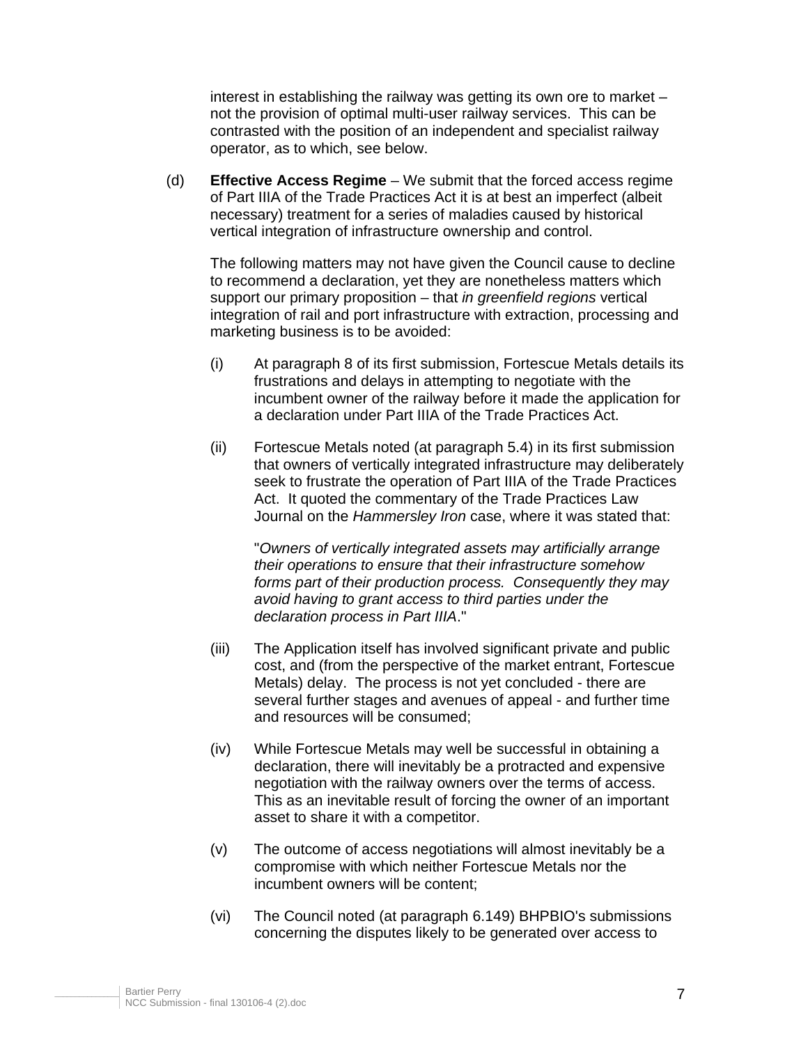interest in establishing the railway was getting its own ore to market – not the provision of optimal multi-user railway services. This can be contrasted with the position of an independent and specialist railway operator, as to which, see below.

(d) **Effective Access Regime** – We submit that the forced access regime of Part IIIA of the Trade Practices Act it is at best an imperfect (albeit necessary) treatment for a series of maladies caused by historical vertical integration of infrastructure ownership and control.

The following matters may not have given the Council cause to decline to recommend a declaration, yet they are nonetheless matters which support our primary proposition – that *in greenfield regions* vertical integration of rail and port infrastructure with extraction, processing and marketing business is to be avoided:

(i) At paragraph 8 of its first submission, Fortescue Metals details its frustrations and delays in attempting to negotiate with the incumbent owner of the railway before it made the application for a declaration under Part IIIA of the Trade Practices Act.

(ii) Fortescue Metals noted (at paragraph 5.4) in its first submission that owners of vertically integrated infrastructure may deliberately seek to frustrate the operation of Part IIIA of the Trade Practices Act. It quoted the commentary of the Trade Practices Law Journal on the *Hammersley Iron* case, where it was stated that:

"*Owners of vertically integrated assets may artificially arrange their operations to ensure that their infrastructure somehow forms part of their production process. Consequently they may avoid having to grant access to third parties under the declaration process in Part IIIA*."

(iii) The Application itself has involved significant private and public cost, and (from the perspective of the market entrant, Fortescue Metals) delay. The process is not yet concluded - there are several further stages and avenues of appeal - and further time and resources will be consumed;

(iv) While Fortescue Metals may well be successful in obtaining a declaration, there will inevitably be a protracted and expensive negotiation with the railway owners over the terms of access. This as an inevitable result of forcing the owner of an important asset to share it with a competitor.

(v) The outcome of access negotiations will almost inevitably be a compromise with which neither Fortescue Metals nor the incumbent owners will be content;

(vi) The Council noted (at paragraph 6.149) BHPBIO's submissions concerning the disputes likely to be generated over access to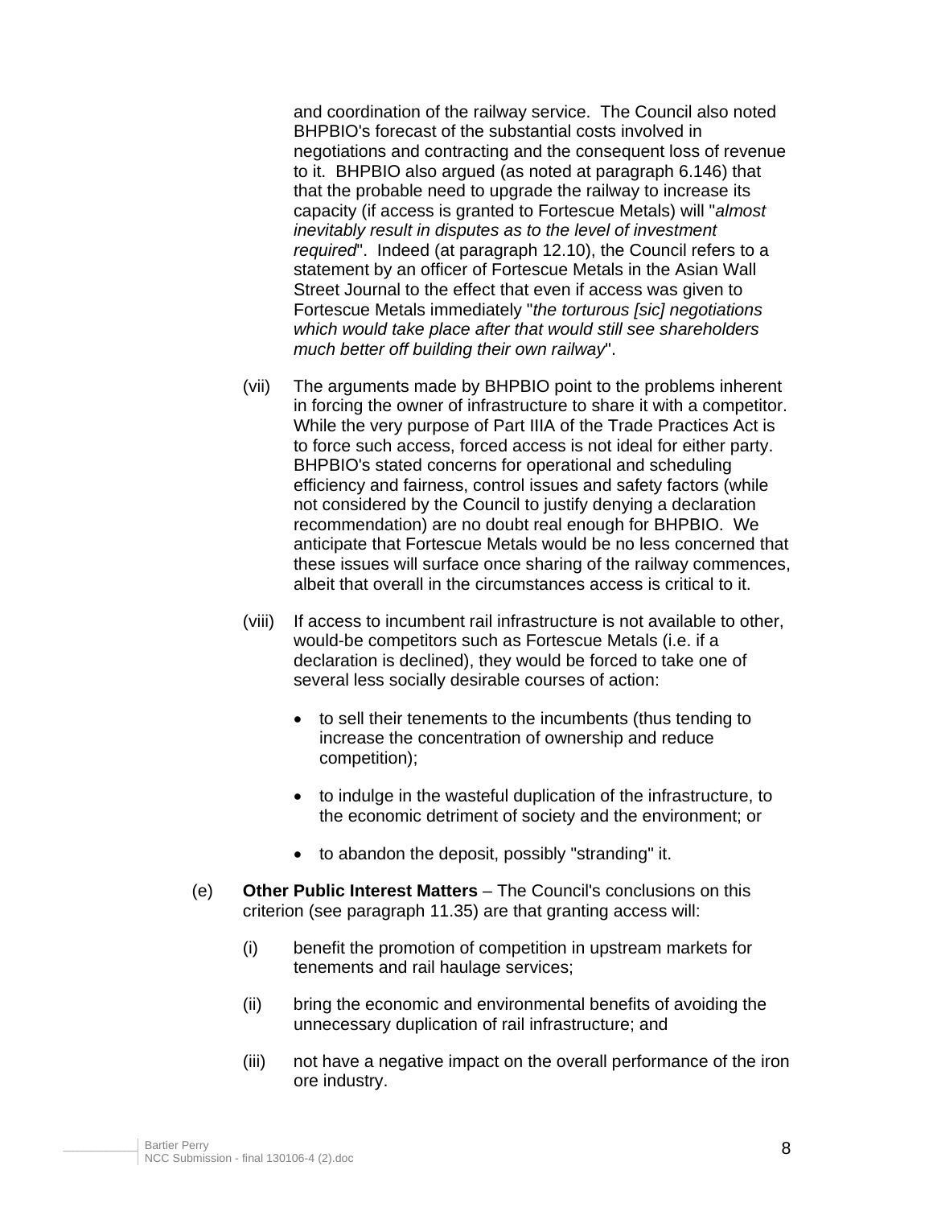and coordination of the railway service. The Council also noted BHPBIO's forecast of the substantial costs involved in negotiations and contracting and the consequent loss of revenue to it. BHPBIO also argued (as noted at paragraph 6.146) that that the probable need to upgrade the railway to increase its capacity (if access is granted to Fortescue Metals) will "*almost inevitably result in disputes as to the level of investment required*". Indeed (at paragraph 12.10), the Council refers to a statement by an officer of Fortescue Metals in the Asian Wall Street Journal to the effect that even if access was given to Fortescue Metals immediately "*the torturous [sic] negotiations which would take place after that would still see shareholders much better off building their own railway*".

(vii) The arguments made by BHPBIO point to the problems inherent in forcing the owner of infrastructure to share it with a competitor. While the very purpose of Part IIIA of the Trade Practices Act is to force such access, forced access is not ideal for either party. BHPBIO's stated concerns for operational and scheduling efficiency and fairness, control issues and safety factors (while not considered by the Council to justify denying a declaration recommendation) are no doubt real enough for BHPBIO. We anticipate that Fortescue Metals would be no less concerned that these issues will surface once sharing of the railway commences, albeit that overall in the circumstances access is critical to it.

(viii) If access to incumbent rail infrastructure is not available to other, would-be competitors such as Fortescue Metals (i.e. if a declaration is declined), they would be forced to take one of several less socially desirable courses of action:

- to sell their tenements to the incumbents (thus tending to increase the concentration of ownership and reduce competition);
- to indulge in the wasteful duplication of the infrastructure, to the economic detriment of society and the environment; or
- to abandon the deposit, possibly "stranding" it.

(e) **Other Public Interest Matters** – The Council's conclusions on this criterion (see paragraph 11.35) are that granting access will:

(i) benefit the promotion of competition in upstream markets for tenements and rail haulage services;

(ii) bring the economic and environmental benefits of avoiding the unnecessary duplication of rail infrastructure; and

(iii) not have a negative impact on the overall performance of the iron ore industry.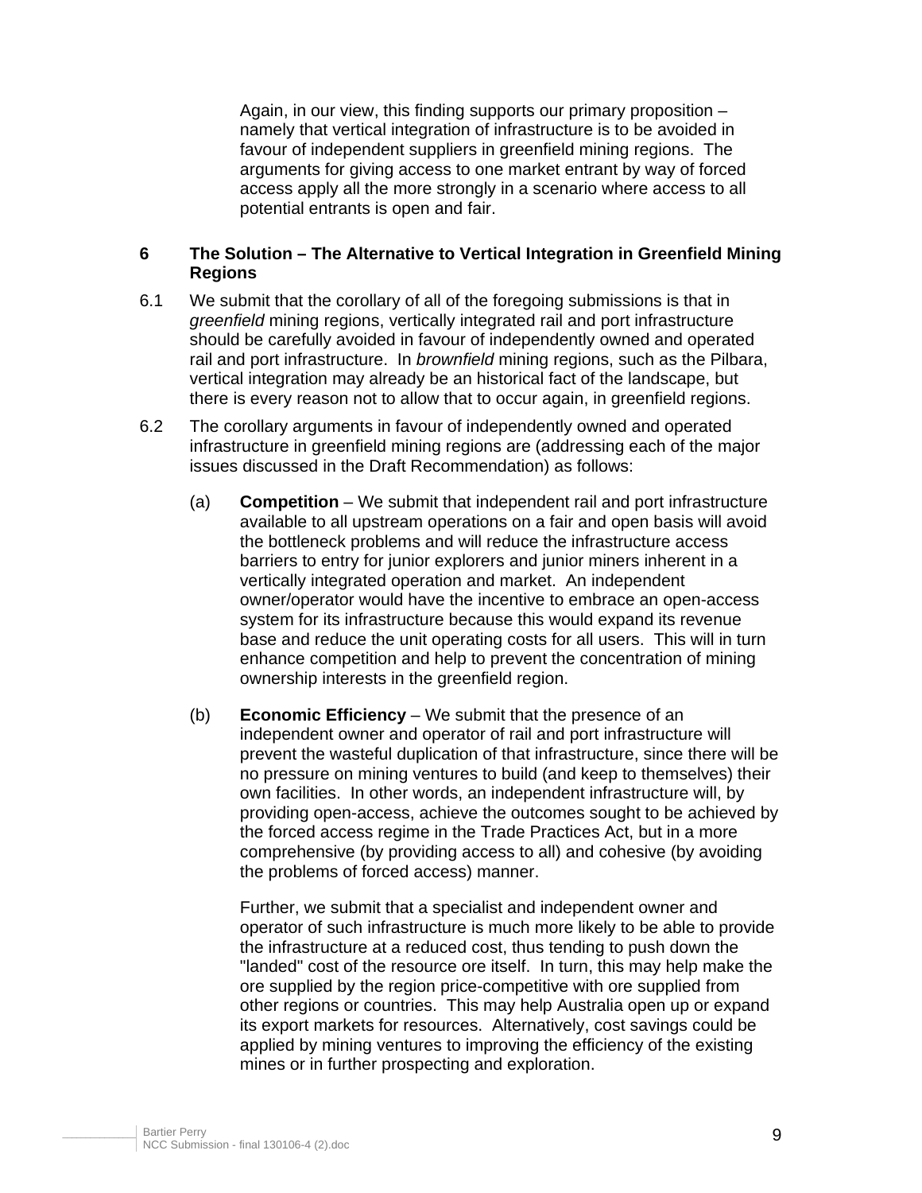Again, in our view, this finding supports our primary proposition – namely that vertical integration of infrastructure is to be avoided in favour of independent suppliers in greenfield mining regions. The arguments for giving access to one market entrant by way of forced access apply all the more strongly in a scenario where access to all potential entrants is open and fair.

## 6 The Solution – The Alternative to Vertical Integration in Greenfield Mining Regions

6.1 We submit that the corollary of all of the foregoing submissions is that in *greenfield* mining regions, vertically integrated rail and port infrastructure should be carefully avoided in favour of independently owned and operated rail and port infrastructure. In *brownfield* mining regions, such as the Pilbara, vertical integration may already be an historical fact of the landscape, but there is every reason not to allow that to occur again, in greenfield regions.

6.2 The corollary arguments in favour of independently owned and operated infrastructure in greenfield mining regions are (addressing each of the major issues discussed in the Draft Recommendation) as follows:

(a) **Competition** – We submit that independent rail and port infrastructure available to all upstream operations on a fair and open basis will avoid the bottleneck problems and will reduce the infrastructure access barriers to entry for junior explorers and junior miners inherent in a vertically integrated operation and market. An independent owner/operator would have the incentive to embrace an open-access system for its infrastructure because this would expand its revenue base and reduce the unit operating costs for all users. This will in turn enhance competition and help to prevent the concentration of mining ownership interests in the greenfield region.

(b) **Economic Efficiency** – We submit that the presence of an independent owner and operator of rail and port infrastructure will prevent the wasteful duplication of that infrastructure, since there will be no pressure on mining ventures to build (and keep to themselves) their own facilities. In other words, an independent infrastructure will, by providing open-access, achieve the outcomes sought to be achieved by the forced access regime in the Trade Practices Act, but in a more comprehensive (by providing access to all) and cohesive (by avoiding the problems of forced access) manner.

Further, we submit that a specialist and independent owner and operator of such infrastructure is much more likely to be able to provide the infrastructure at a reduced cost, thus tending to push down the "landed" cost of the resource ore itself. In turn, this may help make the ore supplied by the region price-competitive with ore supplied from other regions or countries. This may help Australia open up or expand its export markets for resources. Alternatively, cost savings could be applied by mining ventures to improving the efficiency of the existing mines or in further prospecting and exploration.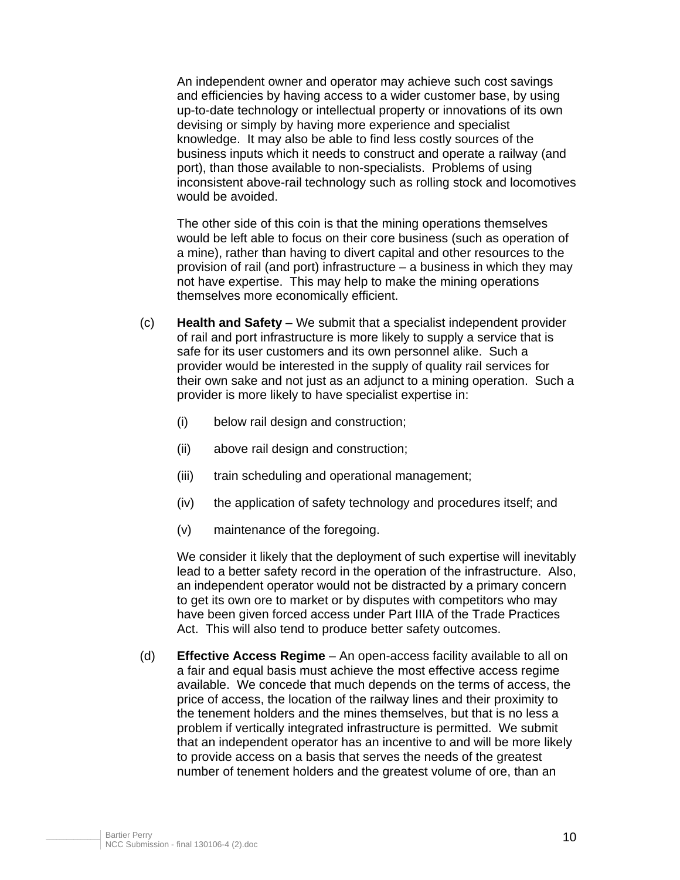An independent owner and operator may achieve such cost savings and efficiencies by having access to a wider customer base, by using up-to-date technology or intellectual property or innovations of its own devising or simply by having more experience and specialist knowledge. It may also be able to find less costly sources of the business inputs which it needs to construct and operate a railway (and port), than those available to non-specialists. Problems of using inconsistent above-rail technology such as rolling stock and locomotives would be avoided.

The other side of this coin is that the mining operations themselves would be left able to focus on their core business (such as operation of a mine), rather than having to divert capital and other resources to the provision of rail (and port) infrastructure – a business in which they may not have expertise. This may help to make the mining operations themselves more economically efficient.

(c) **Health and Safety** – We submit that a specialist independent provider of rail and port infrastructure is more likely to supply a service that is safe for its user customers and its own personnel alike. Such a provider would be interested in the supply of quality rail services for their own sake and not just as an adjunct to a mining operation. Such a provider is more likely to have specialist expertise in:

   (i) below rail design and construction;

   (ii) above rail design and construction;

   (iii) train scheduling and operational management;

   (iv) the application of safety technology and procedures itself; and

   (v) maintenance of the foregoing.

We consider it likely that the deployment of such expertise will inevitably lead to a better safety record in the operation of the infrastructure. Also, an independent operator would not be distracted by a primary concern to get its own ore to market or by disputes with competitors who may have been given forced access under Part IIIA of the Trade Practices Act. This will also tend to produce better safety outcomes.

(d) **Effective Access Regime** – An open-access facility available to all on a fair and equal basis must achieve the most effective access regime available. We concede that much depends on the terms of access, the price of access, the location of the railway lines and their proximity to the tenement holders and the mines themselves, but that is no less a problem if vertically integrated infrastructure is permitted. We submit that an independent operator has an incentive to and will be more likely to provide access on a basis that serves the needs of the greatest number of tenement holders and the greatest volume of ore, than an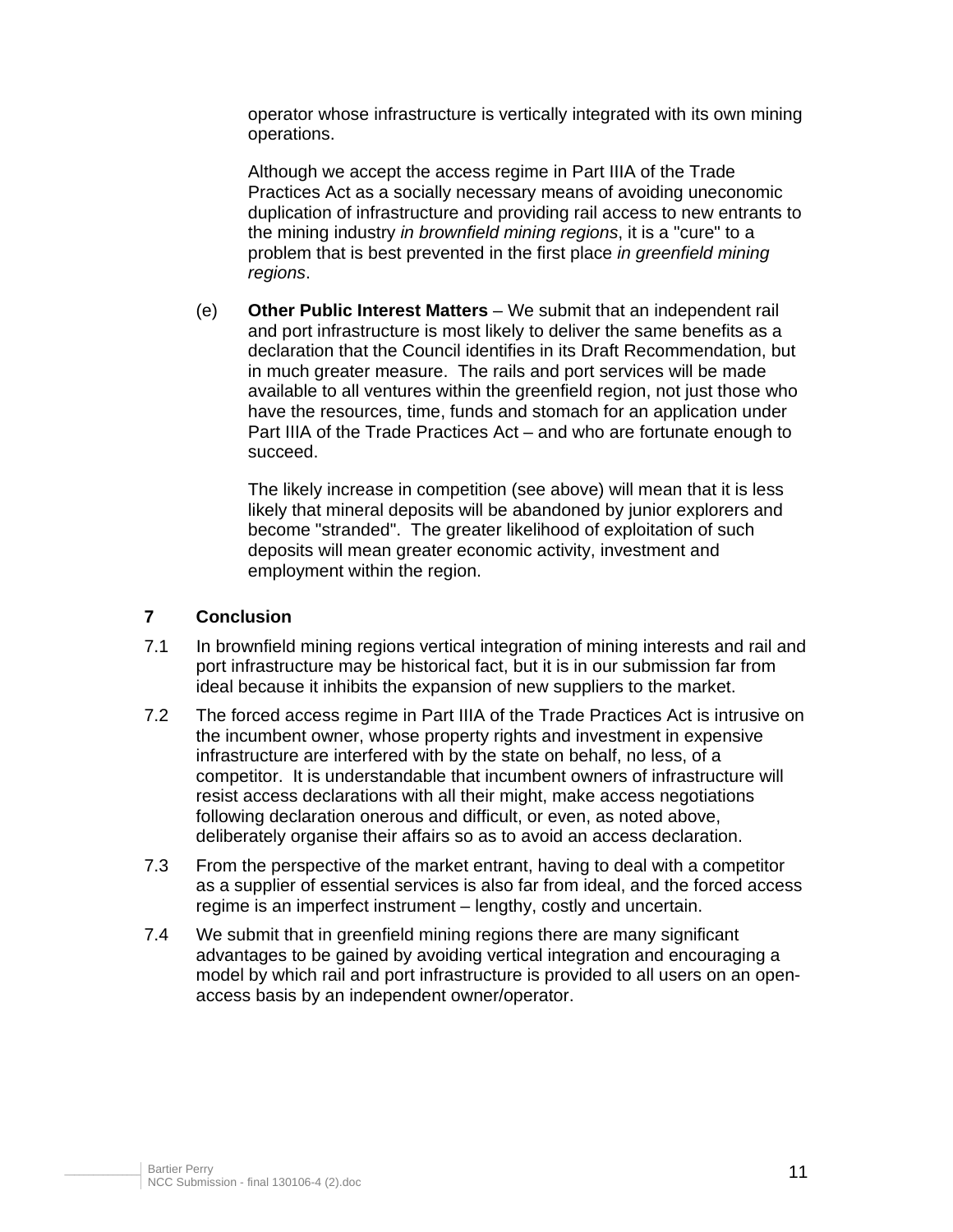operator whose infrastructure is vertically integrated with its own mining operations.

Although we accept the access regime in Part IIIA of the Trade Practices Act as a socially necessary means of avoiding uneconomic duplication of infrastructure and providing rail access to new entrants to the mining industry *in brownfield mining regions*, it is a "cure" to a problem that is best prevented in the first place *in greenfield mining regions*.

(e) **Other Public Interest Matters** – We submit that an independent rail and port infrastructure is most likely to deliver the same benefits as a declaration that the Council identifies in its Draft Recommendation, but in much greater measure. The rails and port services will be made available to all ventures within the greenfield region, not just those who have the resources, time, funds and stomach for an application under Part IIIA of the Trade Practices Act – and who are fortunate enough to succeed.

The likely increase in competition (see above) will mean that it is less likely that mineral deposits will be abandoned by junior explorers and become "stranded". The greater likelihood of exploitation of such deposits will mean greater economic activity, investment and employment within the region.

## 7 Conclusion

7.1 In brownfield mining regions vertical integration of mining interests and rail and port infrastructure may be historical fact, but it is in our submission far from ideal because it inhibits the expansion of new suppliers to the market.

7.2 The forced access regime in Part IIIA of the Trade Practices Act is intrusive on the incumbent owner, whose property rights and investment in expensive infrastructure are interfered with by the state on behalf, no less, of a competitor. It is understandable that incumbent owners of infrastructure will resist access declarations with all their might, make access negotiations following declaration onerous and difficult, or even, as noted above, deliberately organise their affairs so as to avoid an access declaration.

7.3 From the perspective of the market entrant, having to deal with a competitor as a supplier of essential services is also far from ideal, and the forced access regime is an imperfect instrument – lengthy, costly and uncertain.

7.4 We submit that in greenfield mining regions there are many significant advantages to be gained by avoiding vertical integration and encouraging a model by which rail and port infrastructure is provided to all users on an open-access basis by an independent owner/operator.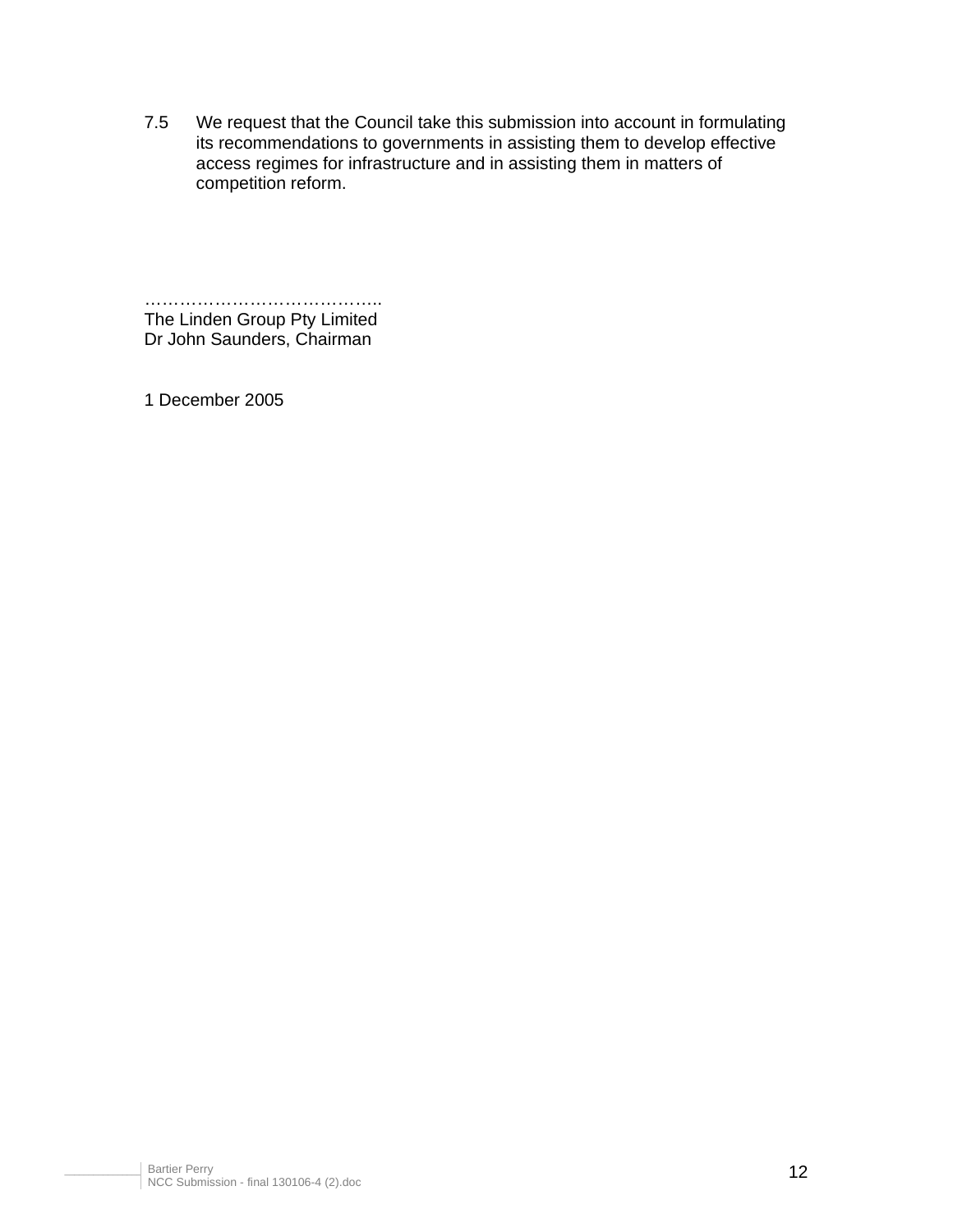7.5 We request that the Council take this submission into account in formulating its recommendations to governments in assisting them to develop effective access regimes for infrastructure and in assisting them in matters of competition reform.

…………………………………..
The Linden Group Pty Limited
Dr John Saunders, Chairman

1 December 2005